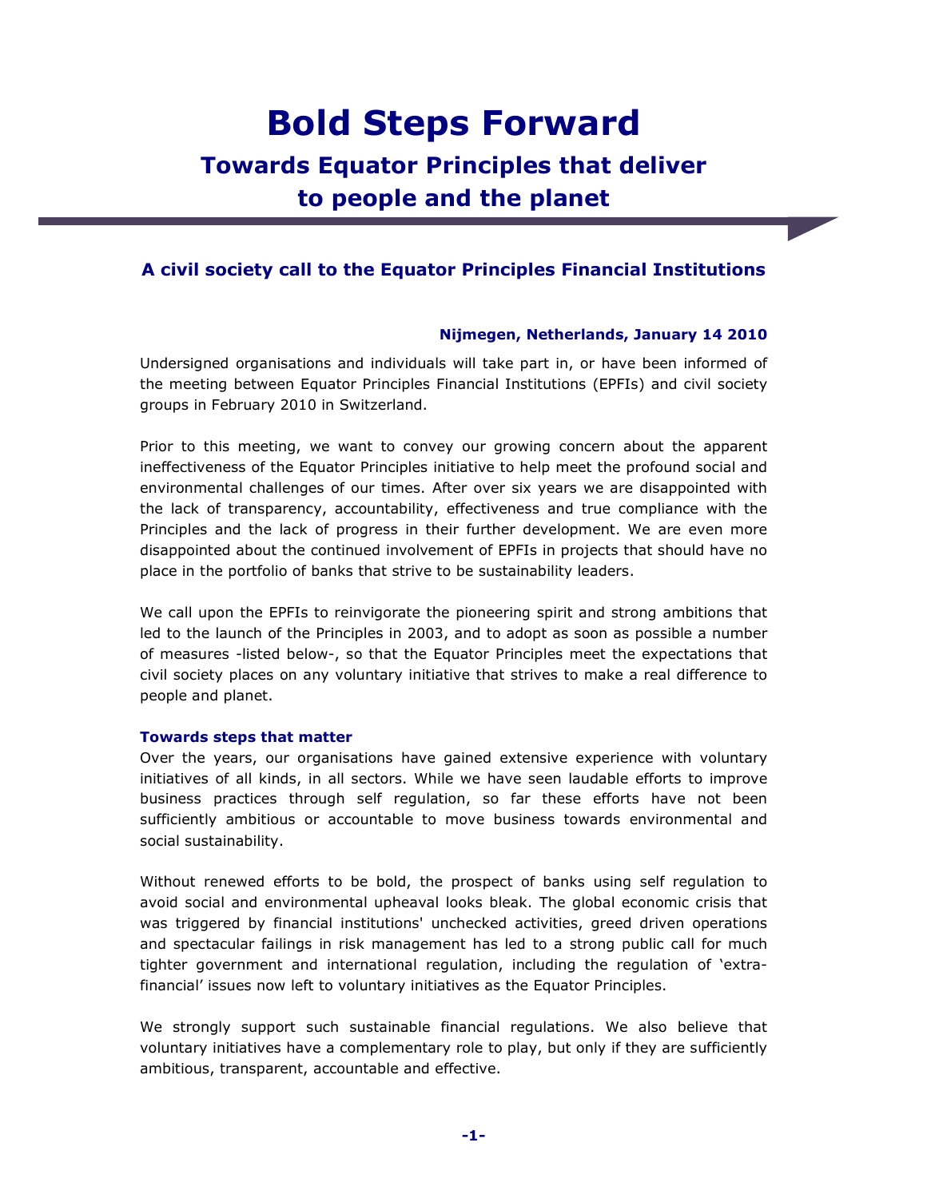# Bold Steps Forward

## Towards Equator Principles that deliver to people and the planet

### A civil society call to the Equator Principles Financial Institutions

**Nijmegen, Netherlands, January 14 2010**

Undersigned organisations and individuals will take part in, or have been informed of the meeting between Equator Principles Financial Institutions (EPFIs) and civil society groups in February 2010 in Switzerland.

Prior to this meeting, we want to convey our growing concern about the apparent ineffectiveness of the Equator Principles initiative to help meet the profound social and environmental challenges of our times. After over six years we are disappointed with the lack of transparency, accountability, effectiveness and true compliance with the Principles and the lack of progress in their further development. We are even more disappointed about the continued involvement of EPFIs in projects that should have no place in the portfolio of banks that strive to be sustainability leaders.

We call upon the EPFIs to reinvigorate the pioneering spirit and strong ambitions that led to the launch of the Principles in 2003, and to adopt as soon as possible a number of measures -listed below-, so that the Equator Principles meet the expectations that civil society places on any voluntary initiative that strives to make a real difference to people and planet.

#### Towards steps that matter

Over the years, our organisations have gained extensive experience with voluntary initiatives of all kinds, in all sectors. While we have seen laudable efforts to improve business practices through self regulation, so far these efforts have not been sufficiently ambitious or accountable to move business towards environmental and social sustainability.

Without renewed efforts to be bold, the prospect of banks using self regulation to avoid social and environmental upheaval looks bleak. The global economic crisis that was triggered by financial institutions' unchecked activities, greed driven operations and spectacular failings in risk management has led to a strong public call for much tighter government and international regulation, including the regulation of 'extra-financial' issues now left to voluntary initiatives as the Equator Principles.

We strongly support such sustainable financial regulations. We also believe that voluntary initiatives have a complementary role to play, but only if they are sufficiently ambitious, transparent, accountable and effective.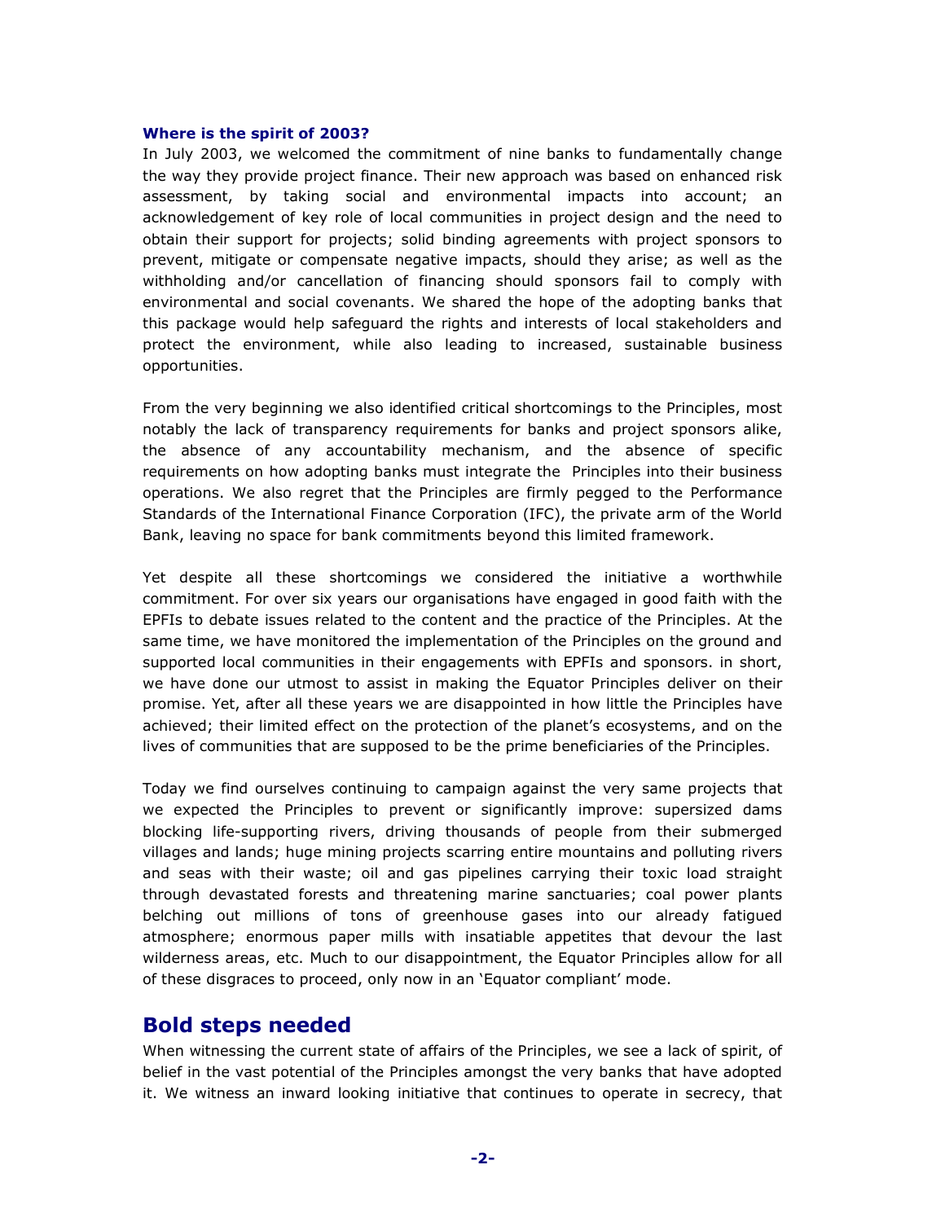### Where is the spirit of 2003?

In July 2003, we welcomed the commitment of nine banks to fundamentally change the way they provide project finance. Their new approach was based on enhanced risk assessment, by taking social and environmental impacts into account; an acknowledgement of key role of local communities in project design and the need to obtain their support for projects; solid binding agreements with project sponsors to prevent, mitigate or compensate negative impacts, should they arise; as well as the withholding and/or cancellation of financing should sponsors fail to comply with environmental and social covenants. We shared the hope of the adopting banks that this package would help safeguard the rights and interests of local stakeholders and protect the environment, while also leading to increased, sustainable business opportunities.

From the very beginning we also identified critical shortcomings to the Principles, most notably the lack of transparency requirements for banks and project sponsors alike, the absence of any accountability mechanism, and the absence of specific requirements on how adopting banks must integrate the Principles into their business operations. We also regret that the Principles are firmly pegged to the Performance Standards of the International Finance Corporation (IFC), the private arm of the World Bank, leaving no space for bank commitments beyond this limited framework.

Yet despite all these shortcomings we considered the initiative a worthwhile commitment. For over six years our organisations have engaged in good faith with the EPFIs to debate issues related to the content and the practice of the Principles. At the same time, we have monitored the implementation of the Principles on the ground and supported local communities in their engagements with EPFIs and sponsors. in short, we have done our utmost to assist in making the Equator Principles deliver on their promise. Yet, after all these years we are disappointed in how little the Principles have achieved; their limited effect on the protection of the planet's ecosystems, and on the lives of communities that are supposed to be the prime beneficiaries of the Principles.

Today we find ourselves continuing to campaign against the very same projects that we expected the Principles to prevent or significantly improve: supersized dams blocking life-supporting rivers, driving thousands of people from their submerged villages and lands; huge mining projects scarring entire mountains and polluting rivers and seas with their waste; oil and gas pipelines carrying their toxic load straight through devastated forests and threatening marine sanctuaries; coal power plants belching out millions of tons of greenhouse gases into our already fatigued atmosphere; enormous paper mills with insatiable appetites that devour the last wilderness areas, etc. Much to our disappointment, the Equator Principles allow for all of these disgraces to proceed, only now in an 'Equator compliant' mode.

## Bold steps needed

When witnessing the current state of affairs of the Principles, we see a lack of spirit, of belief in the vast potential of the Principles amongst the very banks that have adopted it. We witness an inward looking initiative that continues to operate in secrecy, that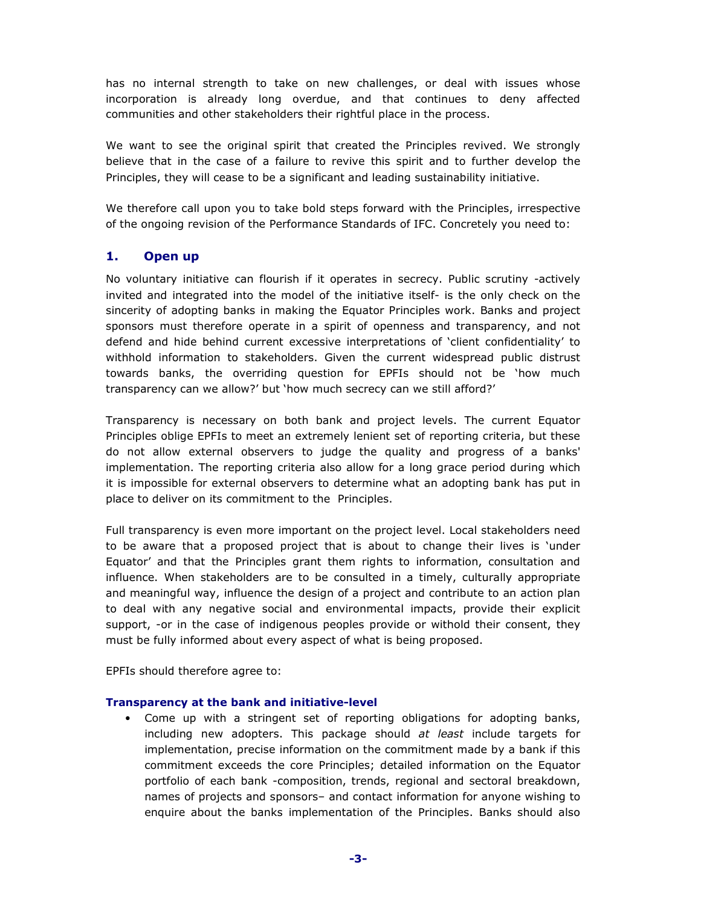has no internal strength to take on new challenges, or deal with issues whose incorporation is already long overdue, and that continues to deny affected communities and other stakeholders their rightful place in the process.

We want to see the original spirit that created the Principles revived. We strongly believe that in the case of a failure to revive this spirit and to further develop the Principles, they will cease to be a significant and leading sustainability initiative.

We therefore call upon you to take bold steps forward with the Principles, irrespective of the ongoing revision of the Performance Standards of IFC. Concretely you need to:

## 1. Open up

No voluntary initiative can flourish if it operates in secrecy. Public scrutiny -actively invited and integrated into the model of the initiative itself- is the only check on the sincerity of adopting banks in making the Equator Principles work. Banks and project sponsors must therefore operate in a spirit of openness and transparency, and not defend and hide behind current excessive interpretations of 'client confidentiality' to withhold information to stakeholders. Given the current widespread public distrust towards banks, the overriding question for EPFIs should not be 'how much transparency can we allow?' but 'how much secrecy can we still afford?'

Transparency is necessary on both bank and project levels. The current Equator Principles oblige EPFIs to meet an extremely lenient set of reporting criteria, but these do not allow external observers to judge the quality and progress of a banks' implementation. The reporting criteria also allow for a long grace period during which it is impossible for external observers to determine what an adopting bank has put in place to deliver on its commitment to the Principles.

Full transparency is even more important on the project level. Local stakeholders need to be aware that a proposed project that is about to change their lives is 'under Equator' and that the Principles grant them rights to information, consultation and influence. When stakeholders are to be consulted in a timely, culturally appropriate and meaningful way, influence the design of a project and contribute to an action plan to deal with any negative social and environmental impacts, provide their explicit support, -or in the case of indigenous peoples provide or withold their consent, they must be fully informed about every aspect of what is being proposed.

EPFIs should therefore agree to:

### Transparency at the bank and initiative-level

- Come up with a stringent set of reporting obligations for adopting banks, including new adopters. This package should *at least* include targets for implementation, precise information on the commitment made by a bank if this commitment exceeds the core Principles; detailed information on the Equator portfolio of each bank -composition, trends, regional and sectoral breakdown, names of projects and sponsors– and contact information for anyone wishing to enquire about the banks implementation of the Principles. Banks should also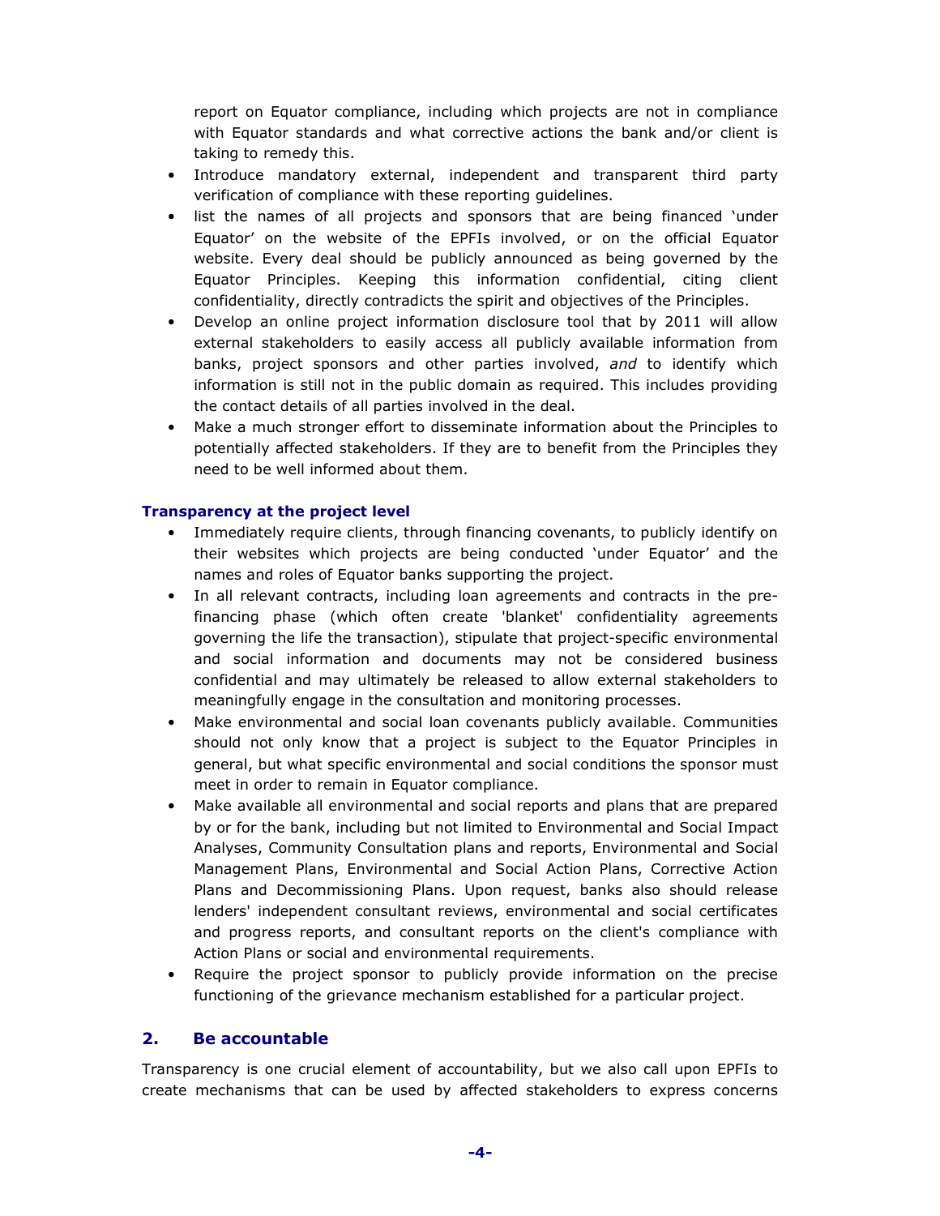report on Equator compliance, including which projects are not in compliance with Equator standards and what corrective actions the bank and/or client is taking to remedy this.

- Introduce mandatory external, independent and transparent third party verification of compliance with these reporting guidelines.
- list the names of all projects and sponsors that are being financed 'under Equator' on the website of the EPFIs involved, or on the official Equator website. Every deal should be publicly announced as being governed by the Equator Principles. Keeping this information confidential, citing client confidentiality, directly contradicts the spirit and objectives of the Principles.
- Develop an online project information disclosure tool that by 2011 will allow external stakeholders to easily access all publicly available information from banks, project sponsors and other parties involved, *and* to identify which information is still not in the public domain as required. This includes providing the contact details of all parties involved in the deal.
- Make a much stronger effort to disseminate information about the Principles to potentially affected stakeholders. If they are to benefit from the Principles they need to be well informed about them.

**Transparency at the project level**

- Immediately require clients, through financing covenants, to publicly identify on their websites which projects are being conducted 'under Equator' and the names and roles of Equator banks supporting the project.
- In all relevant contracts, including loan agreements and contracts in the pre-financing phase (which often create 'blanket' confidentiality agreements governing the life the transaction), stipulate that project-specific environmental and social information and documents may not be considered business confidential and may ultimately be released to allow external stakeholders to meaningfully engage in the consultation and monitoring processes.
- Make environmental and social loan covenants publicly available. Communities should not only know that a project is subject to the Equator Principles in general, but what specific environmental and social conditions the sponsor must meet in order to remain in Equator compliance.
- Make available all environmental and social reports and plans that are prepared by or for the bank, including but not limited to Environmental and Social Impact Analyses, Community Consultation plans and reports, Environmental and Social Management Plans, Environmental and Social Action Plans, Corrective Action Plans and Decommissioning Plans. Upon request, banks also should release lenders' independent consultant reviews, environmental and social certificates and progress reports, and consultant reports on the client's compliance with Action Plans or social and environmental requirements.
- Require the project sponsor to publicly provide information on the precise functioning of the grievance mechanism established for a particular project.

## 2. Be accountable

Transparency is one crucial element of accountability, but we also call upon EPFIs to create mechanisms that can be used by affected stakeholders to express concerns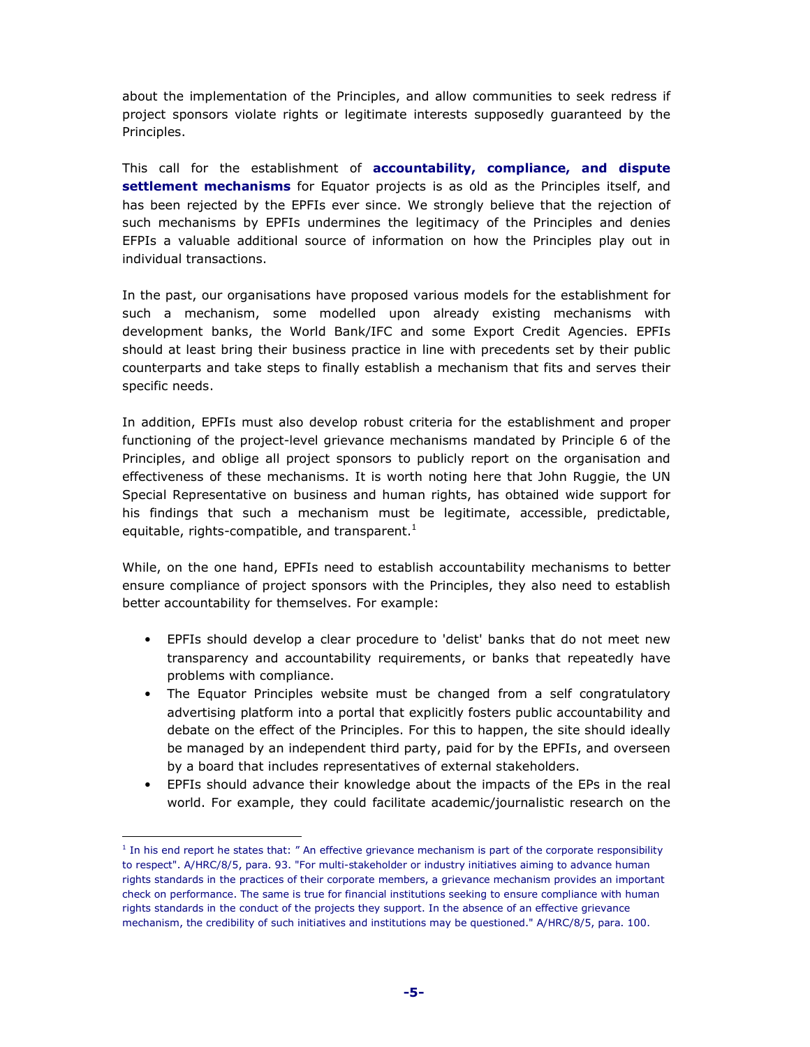about the implementation of the Principles, and allow communities to seek redress if project sponsors violate rights or legitimate interests supposedly guaranteed by the Principles.

This call for the establishment of **accountability, compliance, and dispute settlement mechanisms** for Equator projects is as old as the Principles itself, and has been rejected by the EPFIs ever since. We strongly believe that the rejection of such mechanisms by EPFIs undermines the legitimacy of the Principles and denies EFPIs a valuable additional source of information on how the Principles play out in individual transactions.

In the past, our organisations have proposed various models for the establishment for such a mechanism, some modelled upon already existing mechanisms with development banks, the World Bank/IFC and some Export Credit Agencies. EPFIs should at least bring their business practice in line with precedents set by their public counterparts and take steps to finally establish a mechanism that fits and serves their specific needs.

In addition, EPFIs must also develop robust criteria for the establishment and proper functioning of the project-level grievance mechanisms mandated by Principle 6 of the Principles, and oblige all project sponsors to publicly report on the organisation and effectiveness of these mechanisms. It is worth noting here that John Ruggie, the UN Special Representative on business and human rights, has obtained wide support for his findings that such a mechanism must be legitimate, accessible, predictable, equitable, rights-compatible, and transparent.[1]

While, on the one hand, EPFIs need to establish accountability mechanisms to better ensure compliance of project sponsors with the Principles, they also need to establish better accountability for themselves. For example:

- EPFIs should develop a clear procedure to 'delist' banks that do not meet new transparency and accountability requirements, or banks that repeatedly have problems with compliance.
- The Equator Principles website must be changed from a self congratulatory advertising platform into a portal that explicitly fosters public accountability and debate on the effect of the Principles. For this to happen, the site should ideally be managed by an independent third party, paid for by the EPFIs, and overseen by a board that includes representatives of external stakeholders.
- EPFIs should advance their knowledge about the impacts of the EPs in the real world. For example, they could facilitate academic/journalistic research on the

---

[1] In his end report he states that: " An effective grievance mechanism is part of the corporate responsibility to respect". A/HRC/8/5, para. 93. "For multi-stakeholder or industry initiatives aiming to advance human rights standards in the practices of their corporate members, a grievance mechanism provides an important check on performance. The same is true for financial institutions seeking to ensure compliance with human rights standards in the conduct of the projects they support. In the absence of an effective grievance mechanism, the credibility of such initiatives and institutions may be questioned." A/HRC/8/5, para. 100.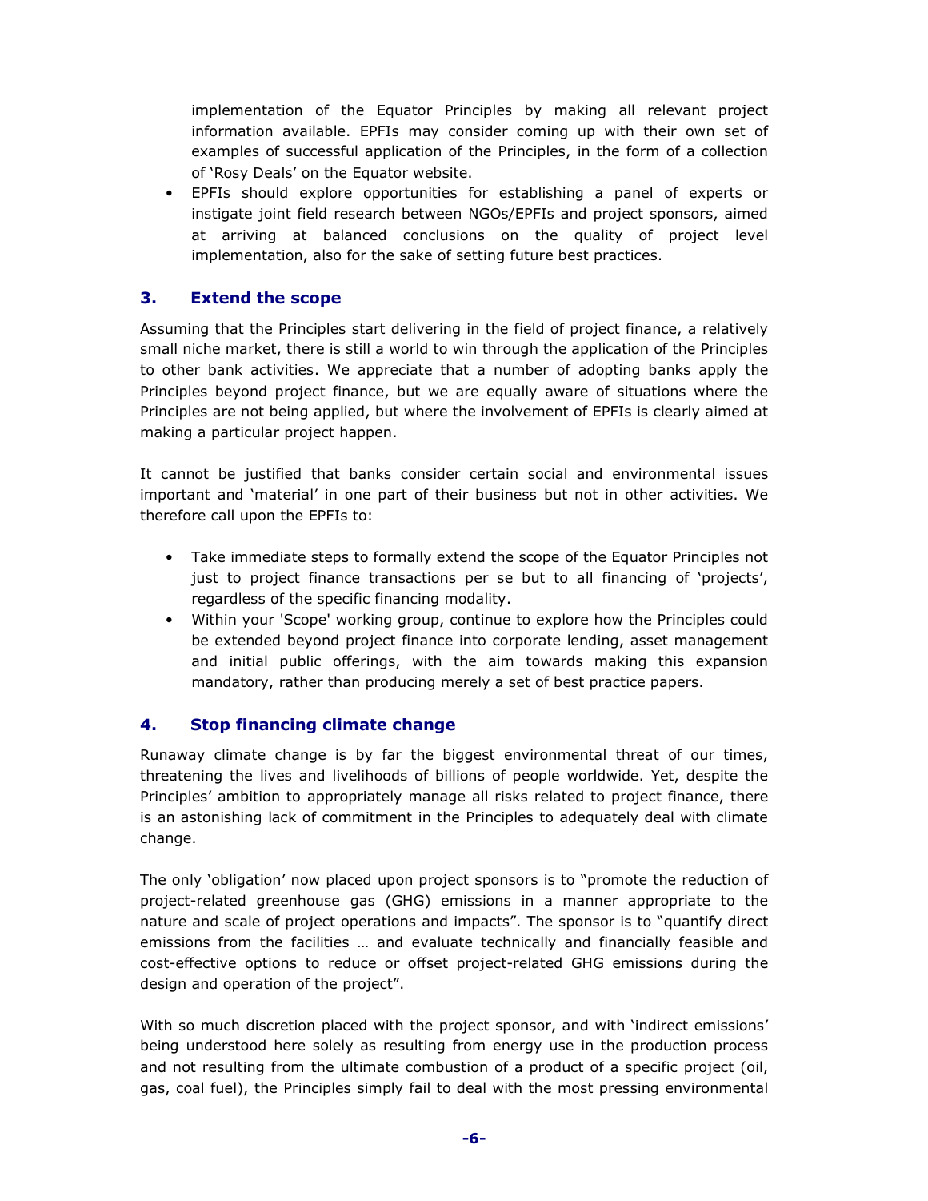implementation of the Equator Principles by making all relevant project information available. EPFIs may consider coming up with their own set of examples of successful application of the Principles, in the form of a collection of 'Rosy Deals' on the Equator website.

- EPFIs should explore opportunities for establishing a panel of experts or instigate joint field research between NGOs/EPFIs and project sponsors, aimed at arriving at balanced conclusions on the quality of project level implementation, also for the sake of setting future best practices.

## 3. Extend the scope

Assuming that the Principles start delivering in the field of project finance, a relatively small niche market, there is still a world to win through the application of the Principles to other bank activities. We appreciate that a number of adopting banks apply the Principles beyond project finance, but we are equally aware of situations where the Principles are not being applied, but where the involvement of EPFIs is clearly aimed at making a particular project happen.

It cannot be justified that banks consider certain social and environmental issues important and 'material' in one part of their business but not in other activities. We therefore call upon the EPFIs to:

- Take immediate steps to formally extend the scope of the Equator Principles not just to project finance transactions per se but to all financing of 'projects', regardless of the specific financing modality.
- Within your 'Scope' working group, continue to explore how the Principles could be extended beyond project finance into corporate lending, asset management and initial public offerings, with the aim towards making this expansion mandatory, rather than producing merely a set of best practice papers.

## 4. Stop financing climate change

Runaway climate change is by far the biggest environmental threat of our times, threatening the lives and livelihoods of billions of people worldwide. Yet, despite the Principles' ambition to appropriately manage all risks related to project finance, there is an astonishing lack of commitment in the Principles to adequately deal with climate change.

The only 'obligation' now placed upon project sponsors is to "promote the reduction of project-related greenhouse gas (GHG) emissions in a manner appropriate to the nature and scale of project operations and impacts". The sponsor is to "quantify direct emissions from the facilities … and evaluate technically and financially feasible and cost-effective options to reduce or offset project-related GHG emissions during the design and operation of the project".

With so much discretion placed with the project sponsor, and with 'indirect emissions' being understood here solely as resulting from energy use in the production process and not resulting from the ultimate combustion of a product of a specific project (oil, gas, coal fuel), the Principles simply fail to deal with the most pressing environmental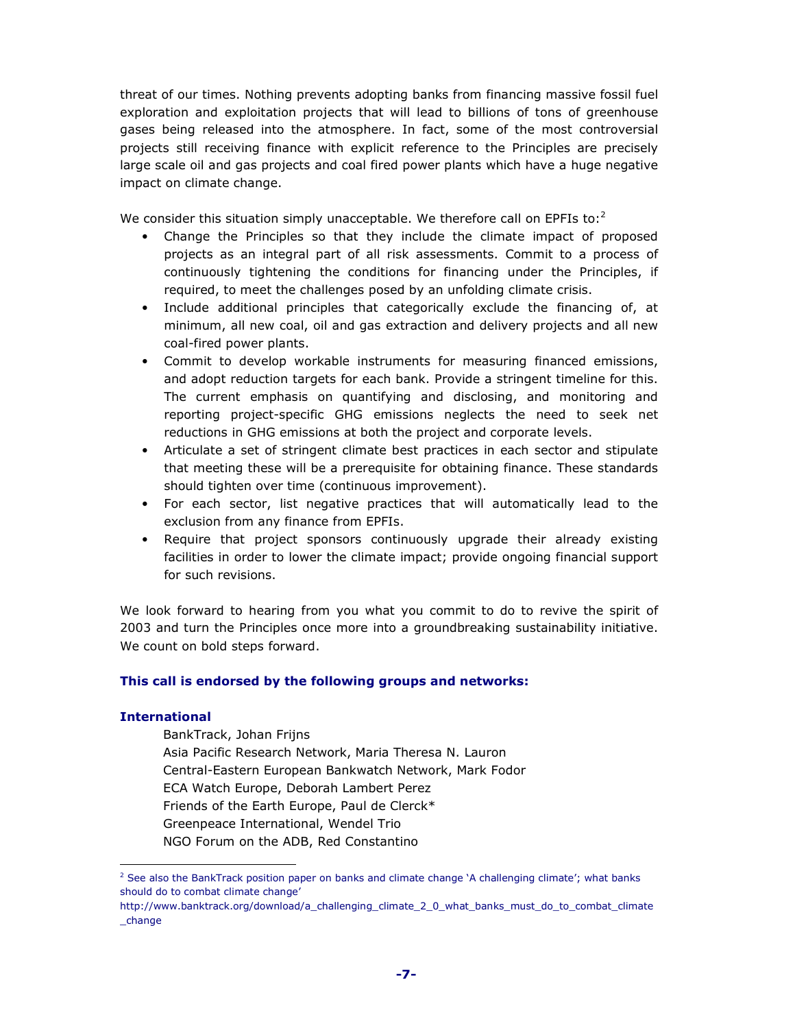threat of our times. Nothing prevents adopting banks from financing massive fossil fuel exploration and exploitation projects that will lead to billions of tons of greenhouse gases being released into the atmosphere. In fact, some of the most controversial projects still receiving finance with explicit reference to the Principles are precisely large scale oil and gas projects and coal fired power plants which have a huge negative impact on climate change.

We consider this situation simply unacceptable. We therefore call on EPFIs to:[2]

- Change the Principles so that they include the climate impact of proposed projects as an integral part of all risk assessments. Commit to a process of continuously tightening the conditions for financing under the Principles, if required, to meet the challenges posed by an unfolding climate crisis.
- Include additional principles that categorically exclude the financing of, at minimum, all new coal, oil and gas extraction and delivery projects and all new coal-fired power plants.
- Commit to develop workable instruments for measuring financed emissions, and adopt reduction targets for each bank. Provide a stringent timeline for this. The current emphasis on quantifying and disclosing, and monitoring and reporting project-specific GHG emissions neglects the need to seek net reductions in GHG emissions at both the project and corporate levels.
- Articulate a set of stringent climate best practices in each sector and stipulate that meeting these will be a prerequisite for obtaining finance. These standards should tighten over time (continuous improvement).
- For each sector, list negative practices that will automatically lead to the exclusion from any finance from EPFIs.
- Require that project sponsors continuously upgrade their already existing facilities in order to lower the climate impact; provide ongoing financial support for such revisions.

We look forward to hearing from you what you commit to do to revive the spirit of 2003 and turn the Principles once more into a groundbreaking sustainability initiative. We count on bold steps forward.

### This call is endorsed by the following groups and networks:

#### International

BankTrack, Johan Frijns
Asia Pacific Research Network, Maria Theresa N. Lauron
Central-Eastern European Bankwatch Network, Mark Fodor
ECA Watch Europe, Deborah Lambert Perez
Friends of the Earth Europe, Paul de Clerck*
Greenpeace International, Wendel Trio
NGO Forum on the ADB, Red Constantino

---

[2] See also the BankTrack position paper on banks and climate change 'A challenging climate'; what banks should do to combat climate change' http://www.banktrack.org/download/a_challenging_climate_2_0_what_banks_must_do_to_combat_climate_change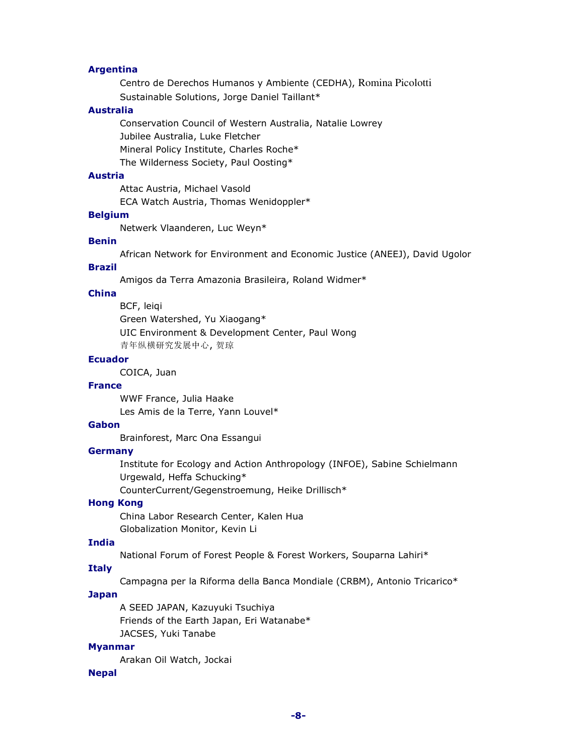**Argentina**

Centro de Derechos Humanos y Ambiente (CEDHA), Romina Picolotti
Sustainable Solutions, Jorge Daniel Taillant*

**Australia**

Conservation Council of Western Australia, Natalie Lowrey
Jubilee Australia, Luke Fletcher
Mineral Policy Institute, Charles Roche*
The Wilderness Society, Paul Oosting*

**Austria**

Attac Austria, Michael Vasold
ECA Watch Austria, Thomas Wenidoppler*

**Belgium**

Netwerk Vlaanderen, Luc Weyn*

**Benin**

African Network for Environment and Economic Justice (ANEEJ), David Ugolor

**Brazil**

Amigos da Terra Amazonia Brasileira, Roland Widmer*

**China**

BCF, leiqi
Green Watershed, Yu Xiaogang*
UIC Environment & Development Center, Paul Wong
青年纵横研究发展中心, 贺琼

**Ecuador**

COICA, Juan

**France**

WWF France, Julia Haake
Les Amis de la Terre, Yann Louvel*

**Gabon**

Brainforest, Marc Ona Essangui

**Germany**

Institute for Ecology and Action Anthropology (INFOE), Sabine Schielmann
Urgewald, Heffa Schucking*
CounterCurrent/Gegenstroemung, Heike Drillisch*

**Hong Kong**

China Labor Research Center, Kalen Hua
Globalization Monitor, Kevin Li

**India**

National Forum of Forest People & Forest Workers, Souparna Lahiri*

**Italy**

Campagna per la Riforma della Banca Mondiale (CRBM), Antonio Tricarico*

**Japan**

A SEED JAPAN, Kazuyuki Tsuchiya
Friends of the Earth Japan, Eri Watanabe*
JACSES, Yuki Tanabe

**Myanmar**

Arakan Oil Watch, Jockai

**Nepal**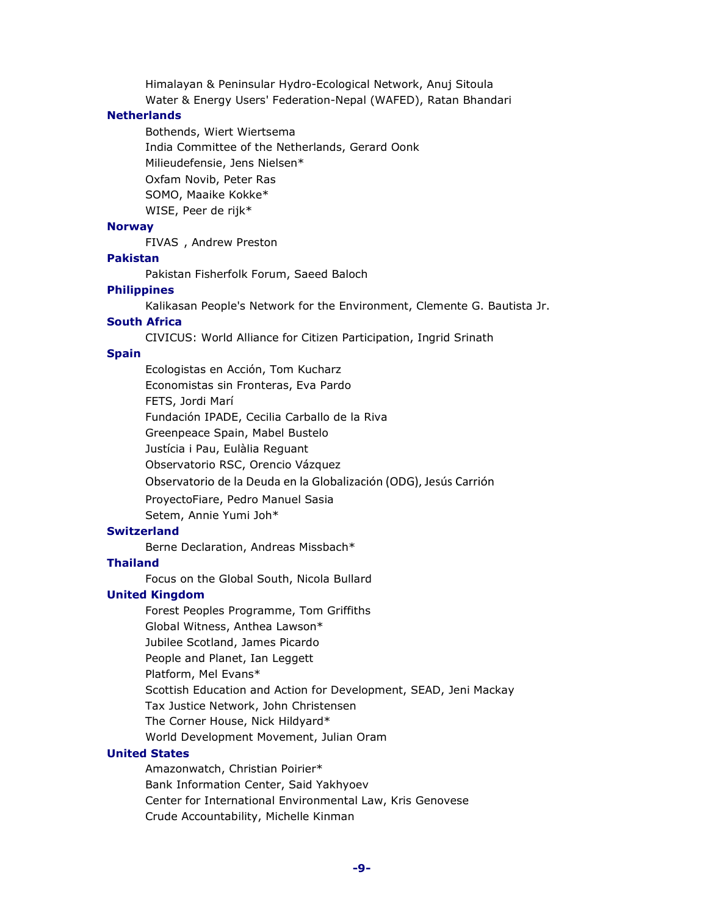Himalayan & Peninsular Hydro-Ecological Network, Anuj Sitoula
Water & Energy Users' Federation-Nepal (WAFED), Ratan Bhandari

**Netherlands**

Bothends, Wiert Wiertsema
India Committee of the Netherlands, Gerard Oonk
Milieudefensie, Jens Nielsen*
Oxfam Novib, Peter Ras
SOMO, Maaike Kokke*
WISE, Peer de rijk*

**Norway**

FIVAS , Andrew Preston

**Pakistan**

Pakistan Fisherfolk Forum, Saeed Baloch

**Philippines**

Kalikasan People's Network for the Environment, Clemente G. Bautista Jr.

**South Africa**

CIVICUS: World Alliance for Citizen Participation, Ingrid Srinath

**Spain**

Ecologistas en Acción, Tom Kucharz
Economistas sin Fronteras, Eva Pardo
FETS, Jordi Marí
Fundación IPADE, Cecilia Carballo de la Riva
Greenpeace Spain, Mabel Bustelo
Justícia i Pau, Eulàlia Reguant
Observatorio RSC, Orencio Vázquez
Observatorio de la Deuda en la Globalización (ODG), Jesús Carrión
ProyectoFiare, Pedro Manuel Sasia
Setem, Annie Yumi Joh*

**Switzerland**

Berne Declaration, Andreas Missbach*

**Thailand**

Focus on the Global South, Nicola Bullard

**United Kingdom**

Forest Peoples Programme, Tom Griffiths
Global Witness, Anthea Lawson*
Jubilee Scotland, James Picardo
People and Planet, Ian Leggett
Platform, Mel Evans*
Scottish Education and Action for Development, SEAD, Jeni Mackay
Tax Justice Network, John Christensen
The Corner House, Nick Hildyard*
World Development Movement, Julian Oram

**United States**

Amazonwatch, Christian Poirier*
Bank Information Center, Said Yakhyoev
Center for International Environmental Law, Kris Genovese
Crude Accountability, Michelle Kinman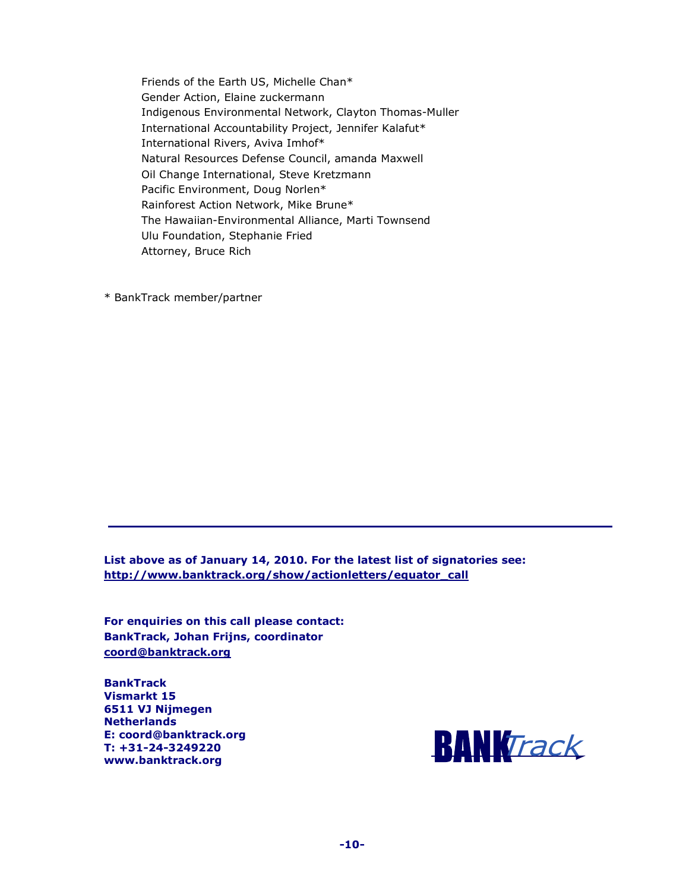Friends of the Earth US, Michelle Chan*
Gender Action, Elaine zuckermann
Indigenous Environmental Network, Clayton Thomas-Muller
International Accountability Project, Jennifer Kalafut*
International Rivers, Aviva Imhof*
Natural Resources Defense Council, amanda Maxwell
Oil Change International, Steve Kretzmann
Pacific Environment, Doug Norlen*
Rainforest Action Network, Mike Brune*
The Hawaiian-Environmental Alliance, Marti Townsend
Ulu Foundation, Stephanie Fried
Attorney, Bruce Rich

* BankTrack member/partner

---

**List above as of January 14, 2010. For the latest list of signatories see:**
**http://www.banktrack.org/show/actionletters/equator_call**

**For enquiries on this call please contact:**
**BankTrack, Johan Frijns, coordinator**
**coord@banktrack.org**

**BankTrack**
**Vismarkt 15**
**6511 VJ Nijmegen**
**Netherlands**
**E: coord@banktrack.org**
**T: +31-24-3249220**
**www.banktrack.org**

BANK*Track*